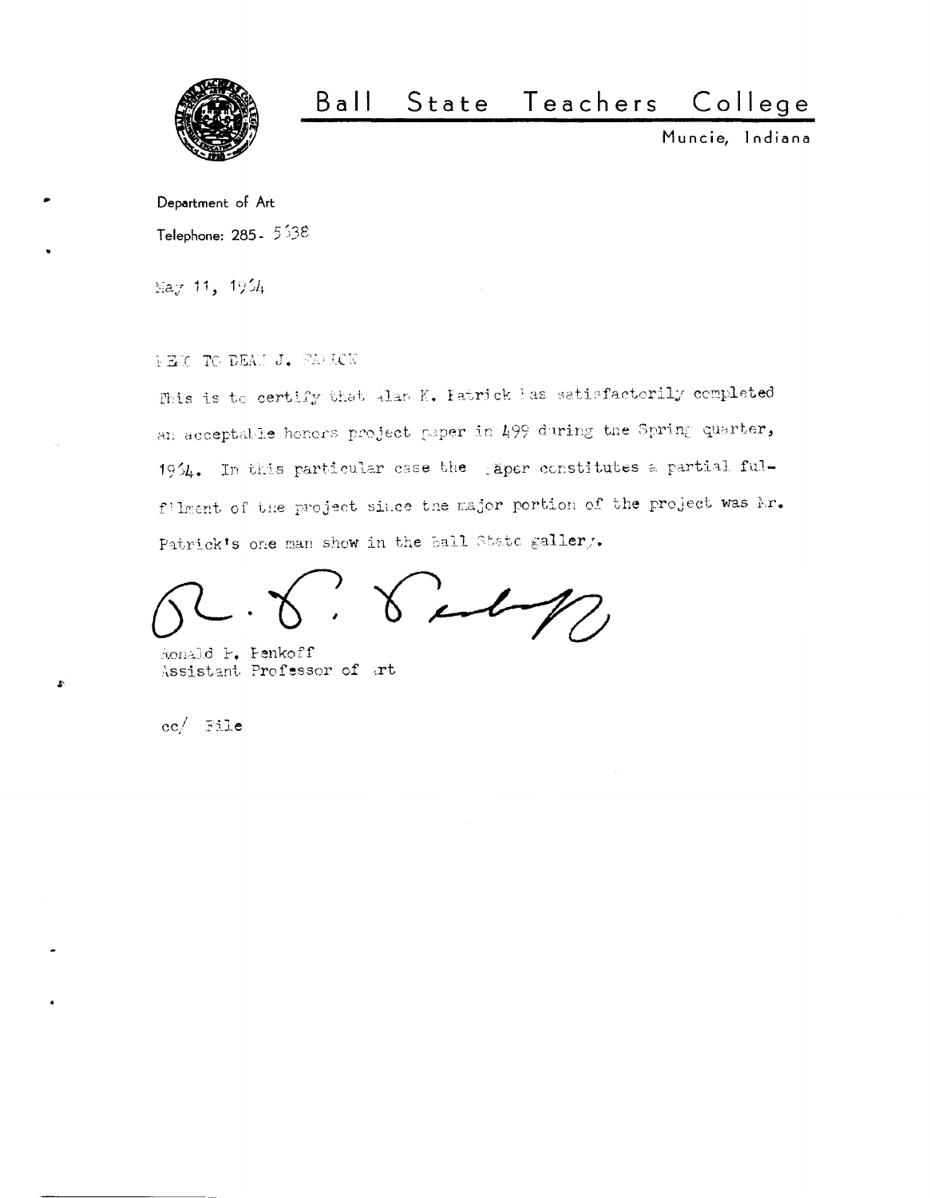# Ball State Teachers College

Muncie, Indiana

Department of Art

Telephone: 285- 5538

May 11, 1964

MEMO TO DEAN J. PATRICK

This is to certify that Alan K. Patrick has satisfactorily completed an acceptable honors project paper in 499 during the Spring quarter, 1964. In this particular case the paper constitutes a partial fulfilment of the project since the major portion of the project was Mr. Patrick's one man show in the Ball State gallery.

Ronald P. Penkoff
Assistant Professor of Art

cc/ File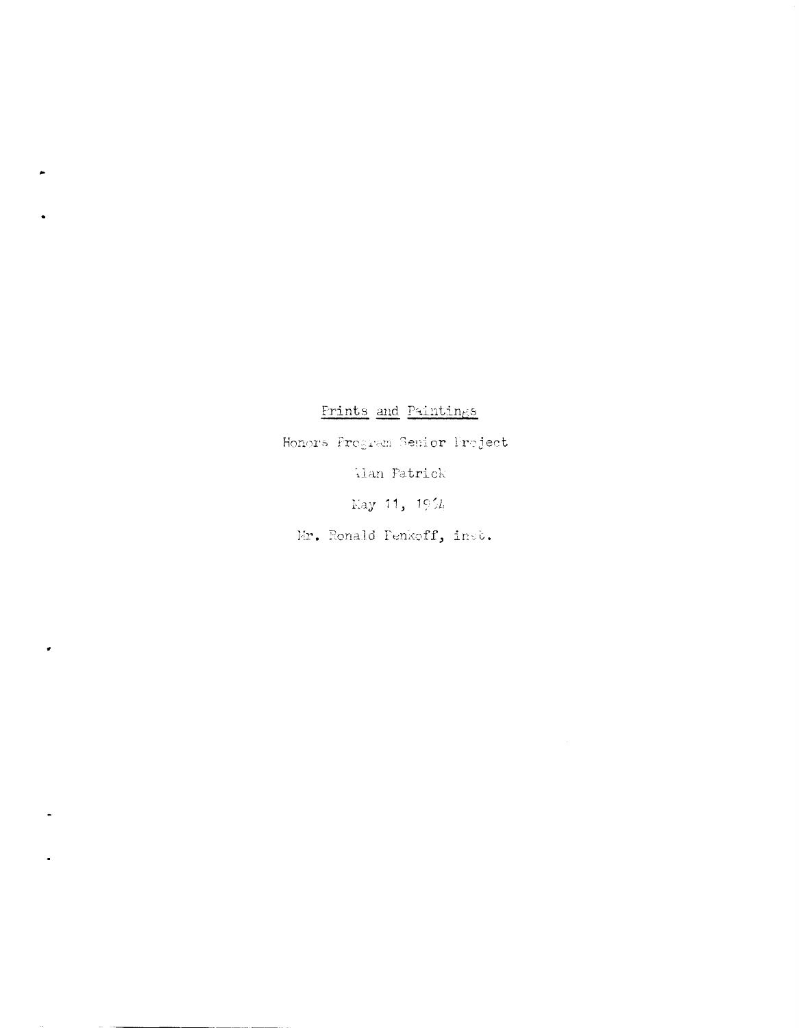Prints and Paintings

Honors Program Senior Project

Alan Patrick

May 11, 1964

Mr. Ronald Penkoff, inst.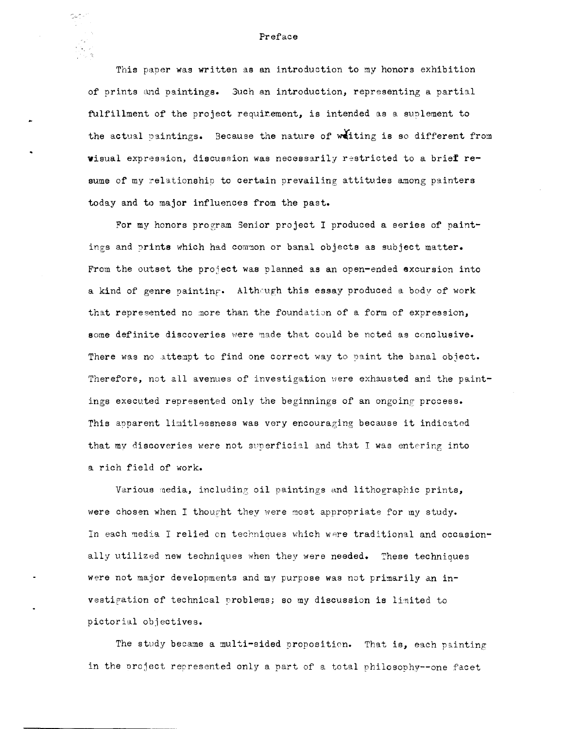# Preface

This paper was written as an introduction to my honors exhibition of prints and paintings. Such an introduction, representing a partial fulfillment of the project requirement, is intended as a suplement to the actual paintings. Because the nature of writing is so different from visual expression, discussion was necessarily restricted to a brief resume of my relationship to certain prevailing attitudes among painters today and to major influences from the past.

For my honors program Senior project I produced a series of paintings and prints which had common or banal objects as subject matter. From the outset the project was planned as an open-ended excursion into a kind of genre painting. Although this essay produced a body of work that represented no more than the foundation of a form of expression, some definite discoveries were made that could be noted as conclusive. There was no attempt to find one correct way to paint the banal object. Therefore, not all avenues of investigation were exhausted and the paintings executed represented only the beginnings of an ongoing process. This apparent limitlessness was very encouraging because it indicated that my discoveries were not superficial and that I was entering into a rich field of work.

Various media, including oil paintings and lithographic prints, were chosen when I thought they were most appropriate for my study. In each media I relied on techniques which were traditional and occasionally utilized new techniques when they were needed. These techniques were not major developments and my purpose was not primarily an investigation of technical problems; so my discussion is limited to pictorial objectives.

The study became a multi-sided proposition. That is, each painting in the project represented only a part of a total philosophy--one facet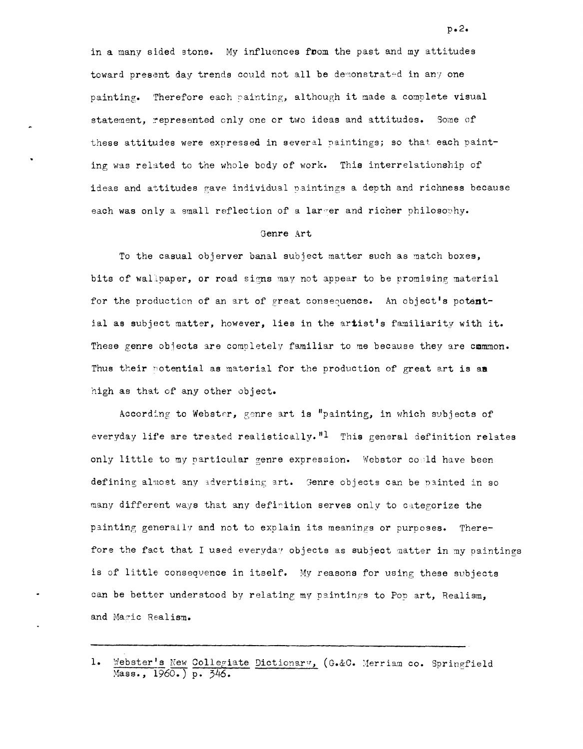in a many sided stone. My influences from the past and my attitudes toward present day trends could not all be demonstrated in any one painting. Therefore each painting, although it made a complete visual statement, represented only one or two ideas and attitudes. Some of these attitudes were expressed in several paintings; so that each painting was related to the whole body of work. This interrelationship of ideas and attitudes gave individual paintings a depth and richness because each was only a small reflection of a larger and richer philosophy.

## Genre Art

To the casual objerver banal subject matter such as match boxes, bits of wallpaper, or road signs may not appear to be promising material for the production of an art of great consequence. An object's potential as subject matter, however, lies in the artist's familiarity with it. These genre objects are completely familiar to me because they are common. Thus their potential as material for the production of great art is as high as that of any other object.

According to Webster, genre art is "painting, in which subjects of everyday life are treated realistically."[1] This general definition relates only little to my particular genre expression. Webster could have been defining almost any advertising art. Genre objects can be painted in so many different ways that any definition serves only to categorize the painting generally and not to explain its meanings or purposes. Therefore the fact that I used everyday objects as subject matter in my paintings is of little consequence in itself. My reasons for using these subjects can be better understood by relating my paintings to Pop art, Realism, and Magic Realism.

---

1. Webster's New Collegiate Dictionary, (G.&C. Merriam co. Springfield Mass., 1960.) p. 346.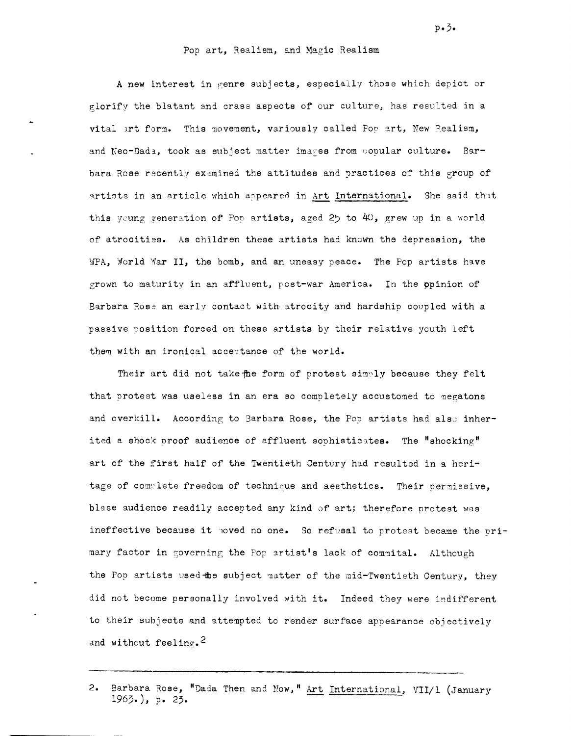## Pop art, Realism, and Magic Realism

A new interest in genre subjects, especially those which depict or glorify the blatant and crass aspects of our culture, has resulted in a vital art form. This movement, variously called Pop art, New Realism, and Neo-Dada, took as subject matter images from popular culture. Barbara Rose recently examined the attitudes and practices of this group of artists in an article which appeared in Art International. She said that this young generation of Pop artists, aged 25 to 40, grew up in a world of atrocities. As children these artists had known the depression, the WPA, World War II, the bomb, and an uneasy peace. The Pop artists have grown to maturity in an affluent, post-war America. In the opinion of Barbara Rose an early contact with atrocity and hardship coupled with a passive position forced on these artists by their relative youth left them with an ironical acceptance of the world.

Their art did not take the form of protest simply because they felt that protest was useless in an era so completely accustomed to megatons and overkill. According to Barbara Rose, the Pop artists had also inherited a shock proof audience of affluent sophisticates. The "shocking" art of the first half of the Twentieth Century had resulted in a heritage of complete freedom of technique and aesthetics. Their permissive, blase audience readily accepted any kind of art; therefore protest was ineffective because it moved no one. So refusal to protest became the primary factor in governing the Pop artist's lack of commital. Although the Pop artists used the subject matter of the mid-Twentieth Century, they did not become personally involved with it. Indeed they were indifferent to their subjects and attempted to render surface appearance objectively and without feeling.[2]

---

2. Barbara Rose, "Dada Then and Now," Art International, VII/1 (January 1963.), p. 23.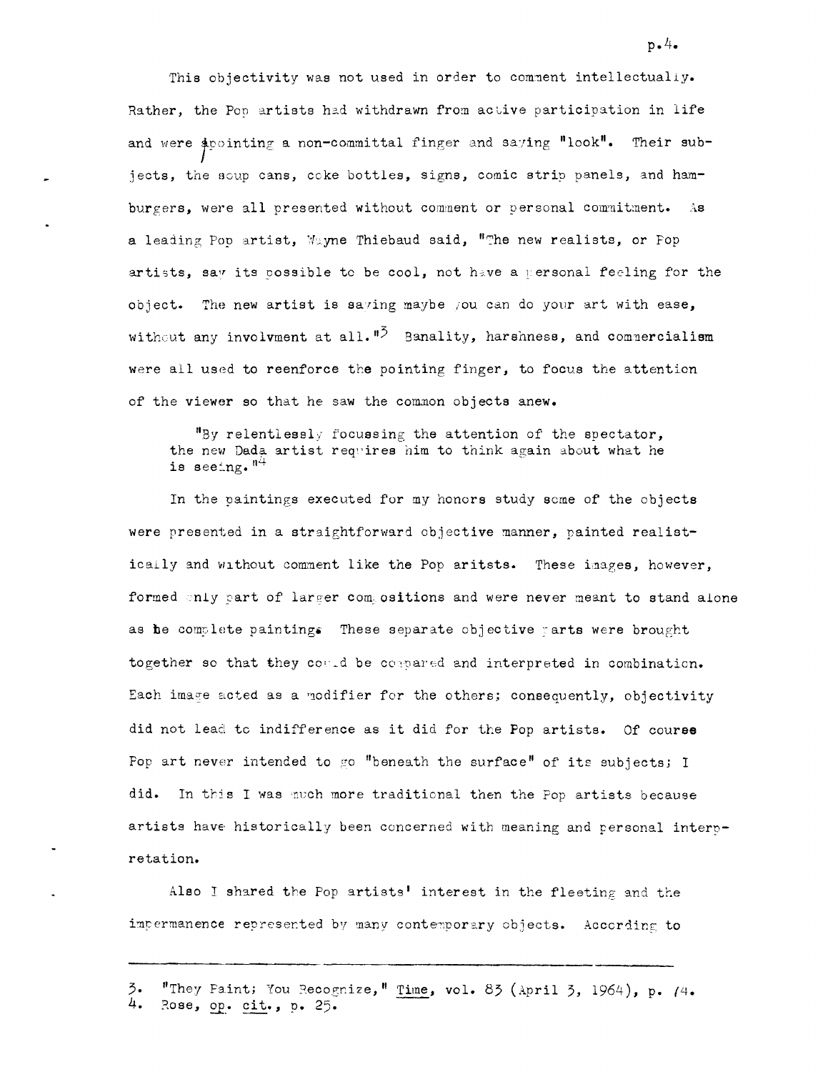This objectivity was not used in order to comment intellectually. Rather, the Pop artists had withdrawn from active participation in life and were pointing a non-committal finger and saying "look". Their subjects, the soup cans, coke bottles, signs, comic strip panels, and hamburgers, were all presented without comment or personal commitment. As a leading Pop artist, Wayne Thiebaud said, "The new realists, or Pop artists, say its possible to be cool, not have a personal feeling for the object. The new artist is saying maybe you can do your art with ease, without any involvment at all."[3] Banality, harshness, and commercialism were all used to reenforce the pointing finger, to focus the attention of the viewer so that he saw the common objects anew.

> "By relentlessly focussing the attention of the spectator, the new Dada artist requires him to think again about what he is seeing."[4]

In the paintings executed for my honors study some of the objects were presented in a straightforward objective manner, painted realistically and without comment like the Pop aritsts. These images, however, formed only part of larger compositions and were never meant to stand alone as be complete painting. These separate objective parts were brought together so that they could be compared and interpreted in combination. Each image acted as a modifier for the others; consequently, objectivity did not lead to indifference as it did for the Pop artists. Of course Pop art never intended to go "beneath the surface" of its subjects; I did. In this I was much more traditional then the Pop artists because artists have historically been concerned with meaning and personal interpretation.

Also I shared the Pop artists' interest in the fleeting and the impermanence represented by many contemporary objects. According to

---

3. "They Paint; You Recognize," Time, vol. 83 (April 3, 1964), p. 74.
4. Rose, op. cit., p. 25.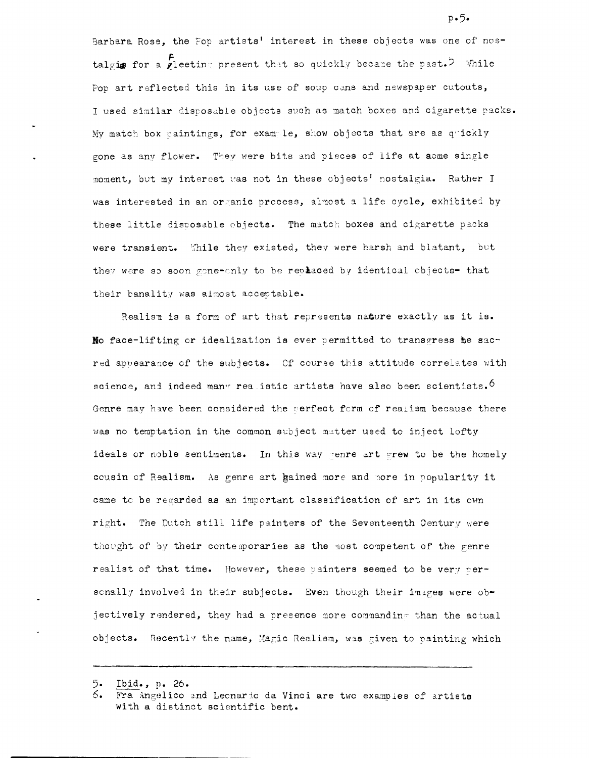Barbara Rose, the Pop artists' interest in these objects was one of nostalgia for a fleeting present that so quickly became the past.[5] While Pop art reflected this in its use of soup cans and newspaper cutouts, I used similar disposable objects such as match boxes and cigarette packs. My match box paintings, for example, show objects that are as quickly gone as any flower. They were bits and pieces of life at some single moment, but my interest was not in these objects' nostalgia. Rather I was interested in an organic process, almost a life cycle, exhibited by these little disposable objects. The match boxes and cigarette packs were transient. While they existed, they were harsh and blatant, but they were so soon gone-only to be replaced by identical objects- that their banality was almost acceptable.

Realism is a form of art that represents nature exactly as it is. No face-lifting or idealization is ever permitted to transgress the sacred appearance of the subjects. Of course this attitude correlates with science, and indeed many realistic artists have also been scientists.[6] Genre may have been considered the perfect form of realism because there was no temptation in the common subject matter used to inject lofty ideals or noble sentiments. In this way genre art grew to be the homely cousin of Realism. As genre art gained more and more in popularity it came to be regarded as an important classification of art in its own right. The Dutch still life painters of the Seventeenth Century were thought of by their contemporaries as the most competent of the genre realist of that time. However, these painters seemed to be very personally involved in their subjects. Even though their images were objectively rendered, they had a presence more commanding than the actual objects. Recently the name, Magic Realism, was given to painting which

---

5. Ibid., p. 26.
6. Fra Angelico and Leonardo da Vinci are two examples of artists with a distinct scientific bent.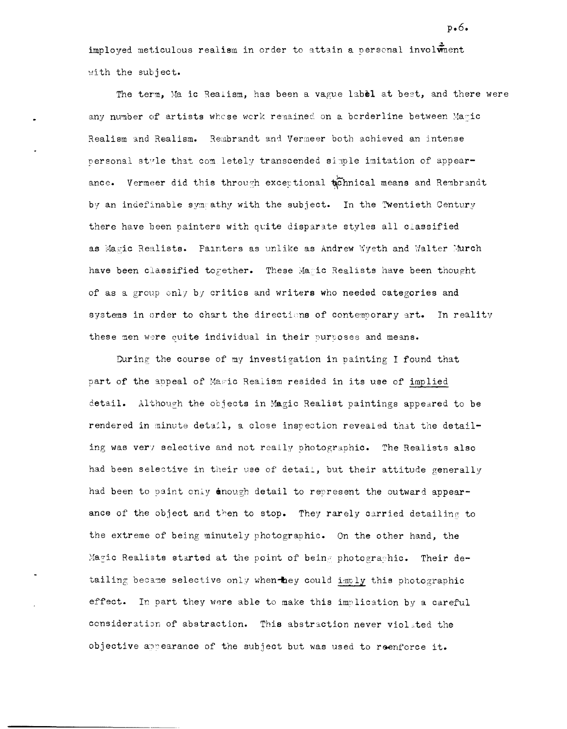imployed meticulous realism in order to attain a personal involvment with the subject.

The term, Magic Realism, has been a vague label at best, and there were any number of artists whose work remained on a borderline between Magic Realism and Realism. Rembrandt and Vermeer both achieved an intense personal style that completely transcended simple imitation of appearance. Vermeer did this through exceptional technical means and Rembrandt by an indefinable sympathy with the subject. In the Twentieth Century there have been painters with quite disparate styles all classified as Magic Realists. Painters as unlike as Andrew Wyeth and Walter Murch have been classified together. These Magic Realists have been thought of as a group only by critics and writers who needed categories and systems in order to chart the directions of contemporary art. In reality these men were quite individual in their purposes and means.

During the course of my investigation in painting I found that part of the appeal of Magic Realism resided in its use of <u>implied</u> detail. Although the objects in Magic Realist paintings appeared to be rendered in minute detail, a close inspection revealed that the detailing was very selective and not really photographic. The Realists also had been selective in their use of detail, but their attitude generally had been to paint only enough detail to represent the outward appearance of the object and then to stop. They rarely carried detailing to the extreme of being minutely photographic. On the other hand, the Magic Realists started at the point of being photographic. Their detailing became selective only when they could <u>imply</u> this photographic effect. In part they were able to make this implication by a careful consideration of abstraction. This abstraction never violated the objective appearance of the subject but was used to reenforce it.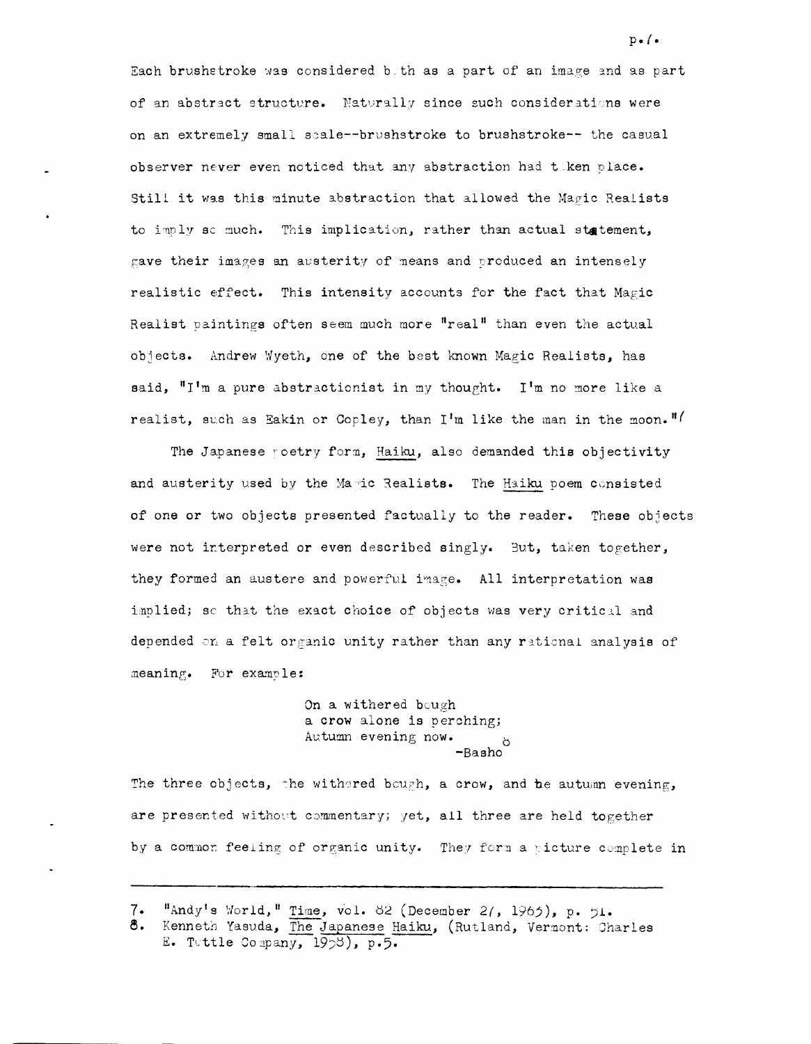Each brushstroke was considered both as a part of an image and as part of an abstract structure. Naturally since such considerations were on an extremely small scale--brushstroke to brushstroke-- the casual observer never even noticed that any abstraction had taken place. Still it was this minute abstraction that allowed the Magic Realists to imply so much. This implication, rather than actual statement, gave their images an austerity of means and produced an intensely realistic effect. This intensity accounts for the fact that Magic Realist paintings often seem much more "real" than even the actual objects. Andrew Wyeth, one of the best known Magic Realists, has said, "I'm a pure abstractionist in my thought. I'm no more like a realist, such as Eakin or Copley, than I'm like the man in the moon."[7]

The Japanese poetry form, Haiku, also demanded this objectivity and austerity used by the Magic Realists. The Haiku poem consisted of one or two objects presented factually to the reader. These objects were not interpreted or even described singly. But, taken together, they formed an austere and powerful image. All interpretation was implied; so that the exact choice of objects was very critical and depended on a felt organic unity rather than any rational analysis of meaning. For example:

> On a withered bough
> a crow alone is perching;
> Autumn evening now.[8]
> -Basho

The three objects, the withered bough, a crow, and the autumn evening, are presented without commentary; yet, all three are held together by a common feeling of organic unity. They form a picture complete in

---

7. "Andy's World," Time, vol. 82 (December 27, 1963), p. 51.
8. Kenneth Yasuda, The Japanese Haiku, (Rutland, Vermont: Charles E. Tuttle Company, 1958), p.5.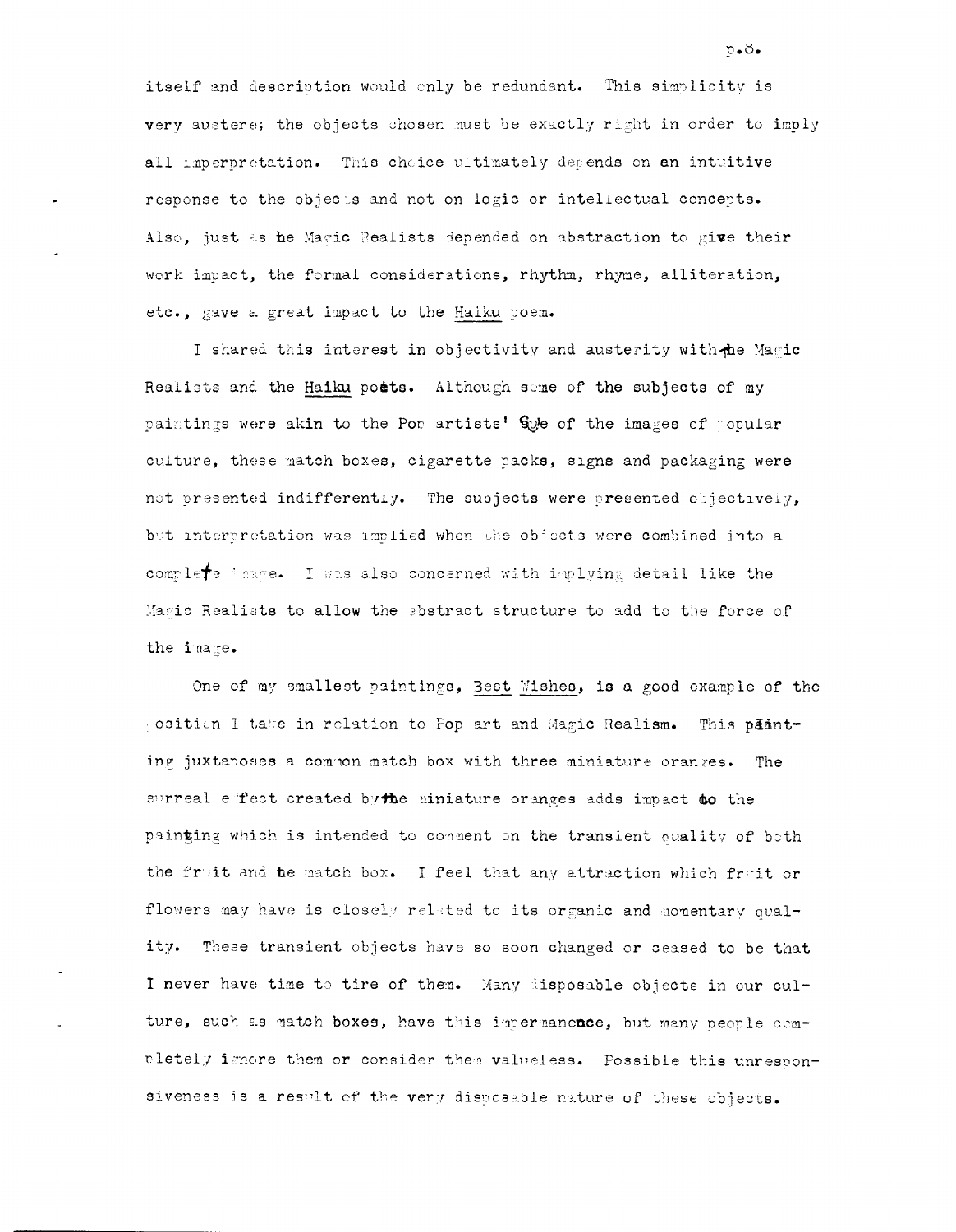itself and description would only be redundant. This simplicity is very austere; the objects chosen must be exactly right in order to imply all interpretation. This choice ultimately depends on an intuitive response to the objects and not on logic or intellectual concepts. Also, just as the Magic Realists depended on abstraction to give their work impact, the formal considerations, rhythm, rhyme, alliteration, etc., gave a great impact to the Haiku poem.

I shared this interest in objectivity and austerity with the Magic Realists and the Haiku poets. Although some of the subjects of my paintings were akin to the Pop artists' use of the images of popular culture, these match boxes, cigarette packs, signs and packaging were not presented indifferently. The subjects were presented objectively, but interpretation was implied when the objects were combined into a complete image. I was also concerned with implying detail like the Magic Realists to allow the abstract structure to add to the force of the image.

One of my smallest paintings, Best Wishes, is a good example of the position I take in relation to Pop art and Magic Realism. This painting juxtaposes a common match box with three miniature oranges. The surreal effect created by the miniature oranges adds impact to the painting which is intended to comment on the transient quality of both the fruit and the match box. I feel that any attraction which fruit or flowers may have is closely related to its organic and momentary quality. These transient objects have so soon changed or ceased to be that I never have time to tire of them. Many disposable objects in our culture, such as match boxes, have this impermanence, but many people completely ignore them or consider them valueless. Possible this unresponsiveness is a result of the very disposable nature of these objects.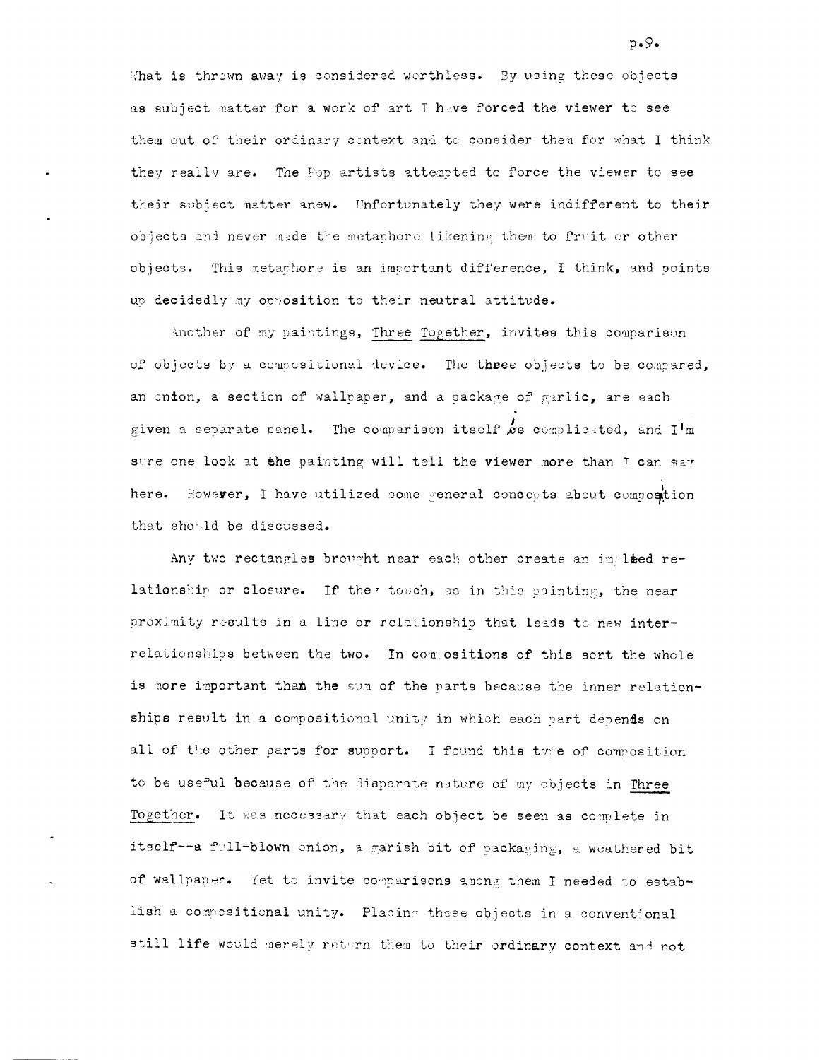What is thrown away is considered worthless. By using these objects as subject matter for a work of art I have forced the viewer to see them out of their ordinary context and to consider them for what I think they really are. The Pop artists attempted to force the viewer to see their subject matter anew. Unfortunately they were indifferent to their objects and never made the metaphore likening them to fruit or other objects. This metaphore is an important difference, I think, and points up decidedly my opposition to their neutral attitude.

Another of my paintings, Three Together, invites this comparison of objects by a compositional device. The three objects to be compared, an onion, a section of wallpaper, and a package of garlic, are each given a separate panel. The comparison itself is complicated, and I'm sure one look at the painting will tell the viewer more than I can say here. However, I have utilized some general concepts about composition that should be discussed.

Any two rectangles brought near each other create an implied relationship or closure. If they touch, as in this painting, the near proximity results in a line or relationship that leads to new interrelationships between the two. In compositions of this sort the whole is more important than the sum of the parts because the inner relationships result in a compositional unity in which each part depends on all of the other parts for support. I found this type of composition to be useful because of the disparate nature of my objects in Three Together. It was necessary that each object be seen as complete in itself--a full-blown onion, a garish bit of packaging, a weathered bit of wallpaper. Yet to invite comparisons among them I needed to establish a compositional unity. Placing these objects in a conventional still life would merely return them to their ordinary context and not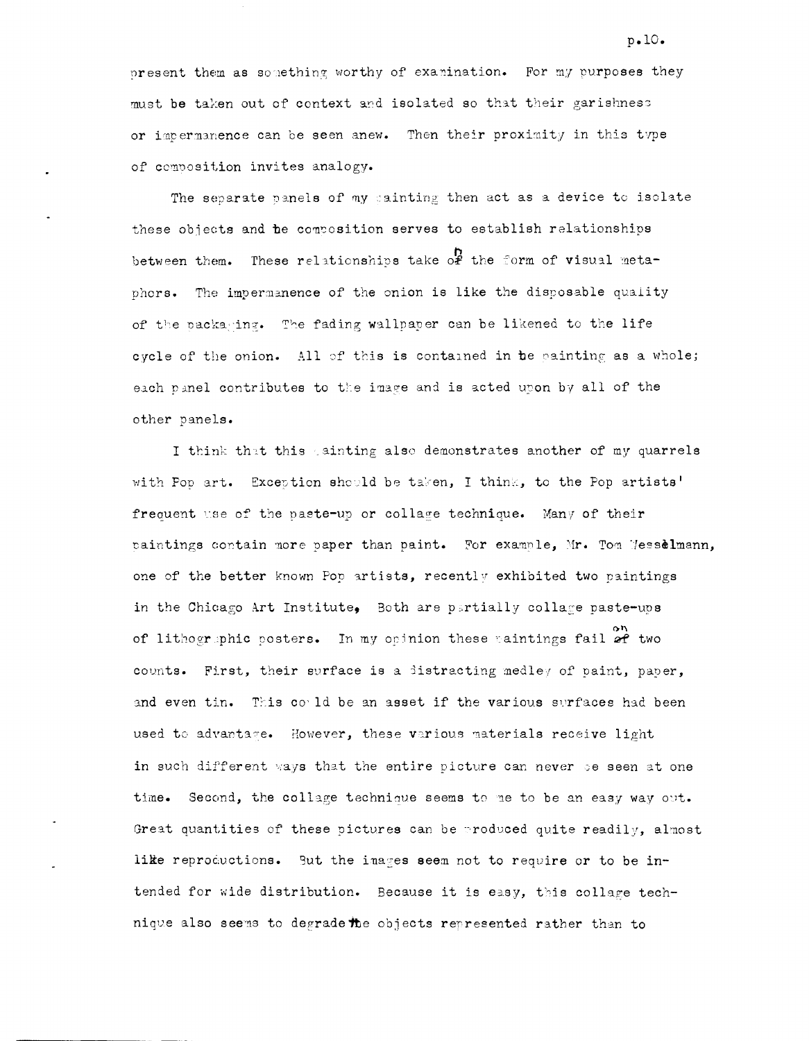present them as something worthy of examination. For my purposes they must be taken out of context and isolated so that their garishness or impermanence can be seen anew. Then their proximity in this type of composition invites analogy.

The separate panels of my painting then act as a device to isolate these objects and the composition serves to establish relationships between them. These relationships take on the form of visual metaphors. The impermanence of the onion is like the disposable quality of the packaging. The fading wallpaper can be likened to the life cycle of the onion. All of this is contained in the painting as a whole; each panel contributes to the image and is acted upon by all of the other panels.

I think that this painting also demonstrates another of my quarrels with Pop art. Exception should be taken, I think, to the Pop artists' frequent use of the paste-up or collage technique. Many of their paintings contain more paper than paint. For example, Mr. Tom Wesselmann, one of the better known Pop artists, recently exhibited two paintings in the Chicago Art Institute. Both are partially collage paste-ups of lithographic posters. In my opinion these paintings fail on two counts. First, their surface is a distracting medley of paint, paper, and even tin. This could be an asset if the various surfaces had been used to advantage. However, these various materials receive light in such different ways that the entire picture can never be seen at one time. Second, the collage technique seems to me to be an easy way out. Great quantities of these pictures can be produced quite readily, almost like reproductions. But the images seem not to require or to be intended for wide distribution. Because it is easy, this collage technique also seems to degrade the objects represented rather than to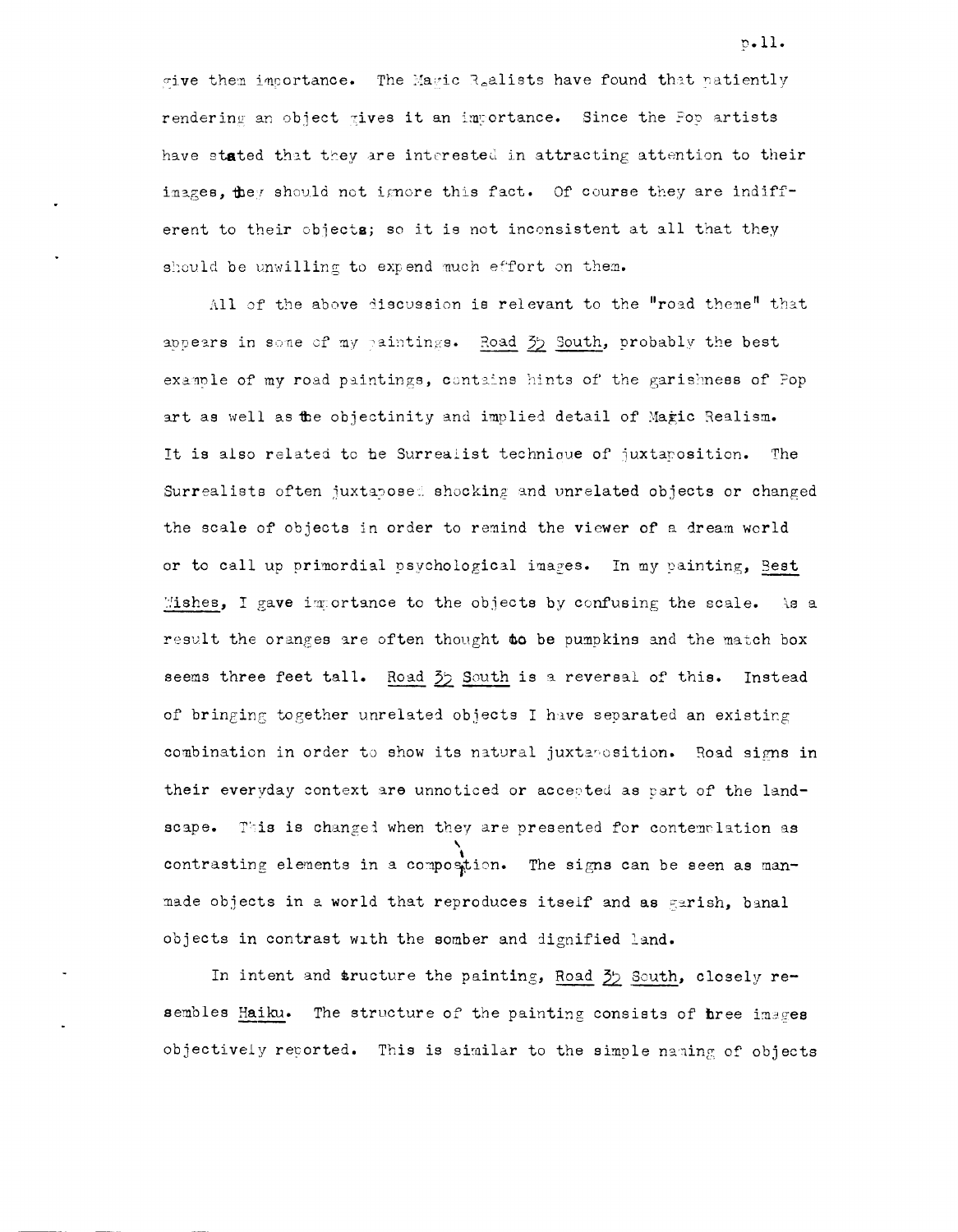give them importance. The Magic Realists have found that patiently rendering an object gives it an importance. Since the Pop artists have stated that they are interested in attracting attention to their images, they should not ignore this fact. Of course they are indifferent to their objects; so it is not inconsistent at all that they should be unwilling to expend much effort on them.

All of the above discussion is relevant to the "road theme" that appears in some of my paintings. Road 35 South, probably the best example of my road paintings, contains hints of the garishness of Pop art as well as the objectinity and implied detail of Magic Realism. It is also related to he Surrealist technique of juxtaposition. The Surrealists often juxtaposed shocking and unrelated objects or changed the scale of objects in order to remind the viewer of a dream world or to call up primordial psychological images. In my painting, Best Wishes, I gave importance to the objects by confusing the scale. As a result the oranges are often thought to be pumpkins and the match box seems three feet tall. Road 35 South is a reversal of this. Instead of bringing together unrelated objects I have separated an existing combination in order to show its natural juxtaposition. Road signs in their everyday context are unnoticed or accepted as part of the landscape. This is changed when they are presented for contemplation as contrasting elements in a composition. The signs can be seen as man-made objects in a world that reproduces itself and as garish, banal objects in contrast with the somber and dignified land.

In intent and structure the painting, Road 35 South, closely resembles Haiku. The structure of the painting consists of three images objectively reported. This is similar to the simple naming of objects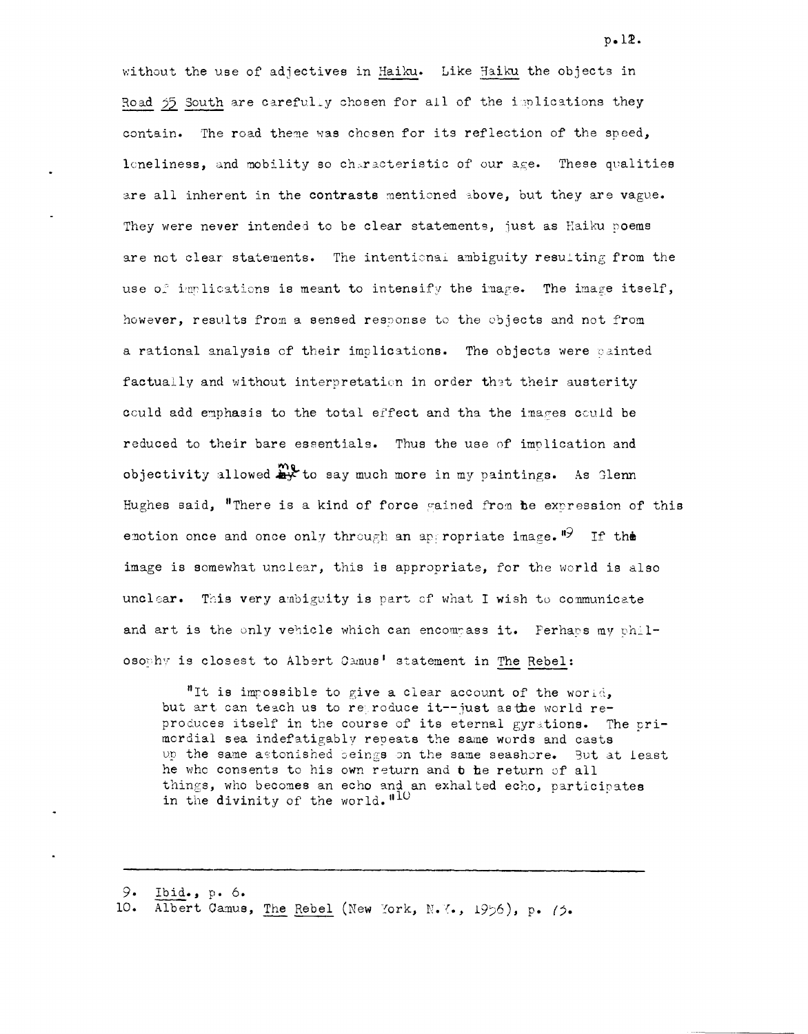without the use of adjectives in Haiku. Like Haiku the objects in Road 55 South are carefully chosen for all of the implications they contain. The road theme was chosen for its reflection of the speed, loneliness, and mobility so characteristic of our age. These qualities are all inherent in the contrasts mentioned above, but they are vague. They were never intended to be clear statements, just as Haiku poems are not clear statements. The intentional ambiguity resulting from the use of implications is meant to intensify the image. The image itself, however, results from a sensed response to the objects and not from a rational analysis of their implications. The objects were painted factually and without interpretation in order that their austerity could add emphasis to the total effect and tha the images could be reduced to their bare essentials. Thus the use of implication and objectivity allowed me to say much more in my paintings. As Glenn Hughes said, "There is a kind of force gained from the expression of this emotion once and once only through an appropriate image."[9] If the image is somewhat unclear, this is appropriate, for the world is also unclear. This very ambiguity is part of what I wish to communicate and art is the only vehicle which can encompass it. Perhaps my philosophy is closest to Albert Camus' statement in The Rebel:

> "It is impossible to give a clear account of the world, but art can teach us to reproduce it--just as the world reproduces itself in the course of its eternal gyrations. The primordial sea indefatigably repeats the same words and casts up the same astonished beings on the same seashore. But at least he who consents to his own return and to the return of all things, who becomes an echo and an exhalted echo, participates in the divinity of the world."[10]

---

9. Ibid., p. 6.
10. Albert Camus, The Rebel (New York, N.Y., 1956), p. 75.